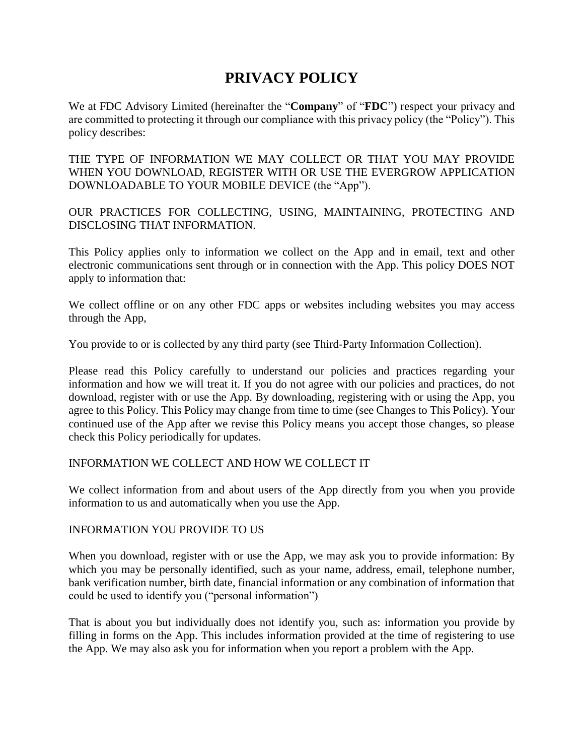# PRIVACY POLICY

We at FDC Advisory Limited (hereinafter the "**Company**" of "**FDC**") respect your privacy and are committed to protecting it through our compliance with this privacy policy (the "Policy"). This policy describes:

THE TYPE OF INFORMATION WE MAY COLLECT OR THAT YOU MAY PROVIDE WHEN YOU DOWNLOAD, REGISTER WITH OR USE THE EVERGROW APPLICATION DOWNLOADABLE TO YOUR MOBILE DEVICE (the "App").

OUR PRACTICES FOR COLLECTING, USING, MAINTAINING, PROTECTING AND DISCLOSING THAT INFORMATION.

This Policy applies only to information we collect on the App and in email, text and other electronic communications sent through or in connection with the App. This policy DOES NOT apply to information that:

We collect offline or on any other FDC apps or websites including websites you may access through the App,

You provide to or is collected by any third party (see Third-Party Information Collection).

Please read this Policy carefully to understand our policies and practices regarding your information and how we will treat it. If you do not agree with our policies and practices, do not download, register with or use the App. By downloading, registering with or using the App, you agree to this Policy. This Policy may change from time to time (see Changes to This Policy). Your continued use of the App after we revise this Policy means you accept those changes, so please check this Policy periodically for updates.

INFORMATION WE COLLECT AND HOW WE COLLECT IT

We collect information from and about users of the App directly from you when you provide information to us and automatically when you use the App.

INFORMATION YOU PROVIDE TO US

When you download, register with or use the App, we may ask you to provide information: By which you may be personally identified, such as your name, address, email, telephone number, bank verification number, birth date, financial information or any combination of information that could be used to identify you ("personal information")

That is about you but individually does not identify you, such as: information you provide by filling in forms on the App. This includes information provided at the time of registering to use the App. We may also ask you for information when you report a problem with the App.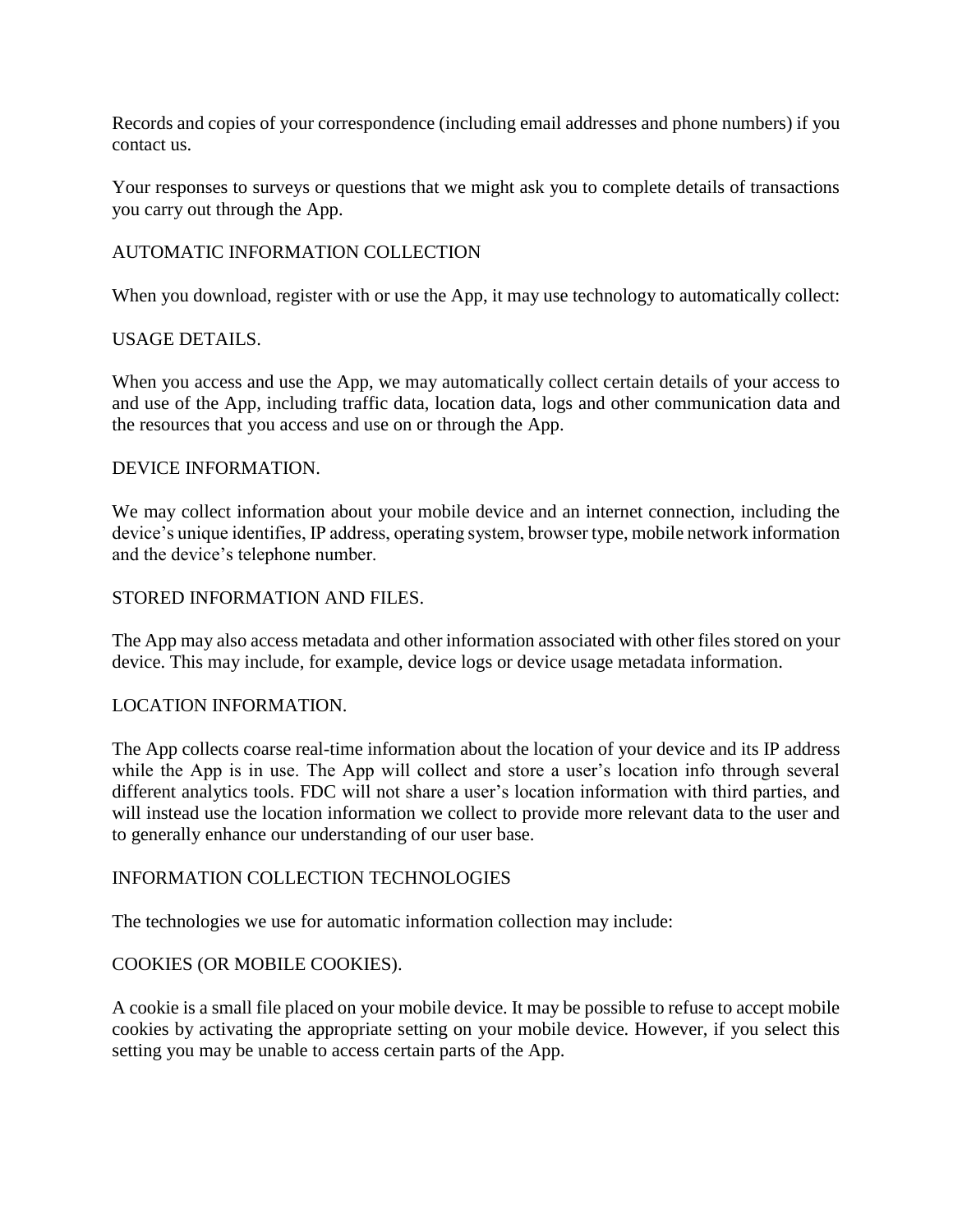Records and copies of your correspondence (including email addresses and phone numbers) if you contact us.

Your responses to surveys or questions that we might ask you to complete details of transactions you carry out through the App.

## AUTOMATIC INFORMATION COLLECTION

When you download, register with or use the App, it may use technology to automatically collect:

### USAGE DETAILS.

When you access and use the App, we may automatically collect certain details of your access to and use of the App, including traffic data, location data, logs and other communication data and the resources that you access and use on or through the App.

### DEVICE INFORMATION.

We may collect information about your mobile device and an internet connection, including the device's unique identifies, IP address, operating system, browser type, mobile network information and the device's telephone number.

### STORED INFORMATION AND FILES.

The App may also access metadata and other information associated with other files stored on your device. This may include, for example, device logs or device usage metadata information.

### LOCATION INFORMATION.

The App collects coarse real-time information about the location of your device and its IP address while the App is in use. The App will collect and store a user's location info through several different analytics tools. FDC will not share a user's location information with third parties, and will instead use the location information we collect to provide more relevant data to the user and to generally enhance our understanding of our user base.

## INFORMATION COLLECTION TECHNOLOGIES

The technologies we use for automatic information collection may include:

### COOKIES (OR MOBILE COOKIES).

A cookie is a small file placed on your mobile device. It may be possible to refuse to accept mobile cookies by activating the appropriate setting on your mobile device. However, if you select this setting you may be unable to access certain parts of the App.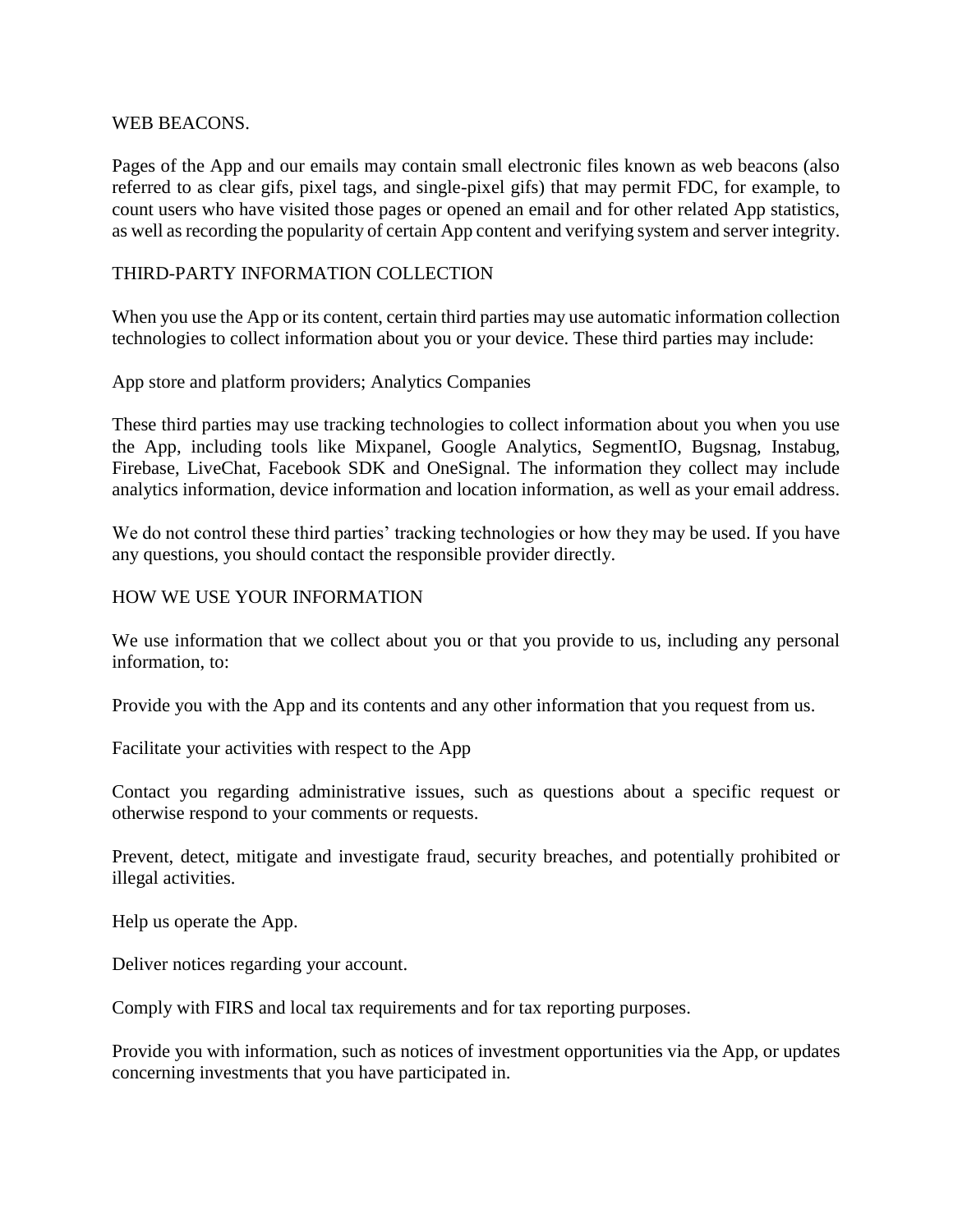## WEB BEACONS.

Pages of the App and our emails may contain small electronic files known as web beacons (also referred to as clear gifs, pixel tags, and single-pixel gifs) that may permit FDC, for example, to count users who have visited those pages or opened an email and for other related App statistics, as well as recording the popularity of certain App content and verifying system and server integrity.

## THIRD-PARTY INFORMATION COLLECTION

When you use the App or its content, certain third parties may use automatic information collection technologies to collect information about you or your device. These third parties may include:

App store and platform providers; Analytics Companies

These third parties may use tracking technologies to collect information about you when you use the App, including tools like Mixpanel, Google Analytics, SegmentIO, Bugsnag, Instabug, Firebase, LiveChat, Facebook SDK and OneSignal. The information they collect may include analytics information, device information and location information, as well as your email address.

We do not control these third parties' tracking technologies or how they may be used. If you have any questions, you should contact the responsible provider directly.

## HOW WE USE YOUR INFORMATION

We use information that we collect about you or that you provide to us, including any personal information, to:

Provide you with the App and its contents and any other information that you request from us.

Facilitate your activities with respect to the App

Contact you regarding administrative issues, such as questions about a specific request or otherwise respond to your comments or requests.

Prevent, detect, mitigate and investigate fraud, security breaches, and potentially prohibited or illegal activities.

Help us operate the App.

Deliver notices regarding your account.

Comply with FIRS and local tax requirements and for tax reporting purposes.

Provide you with information, such as notices of investment opportunities via the App, or updates concerning investments that you have participated in.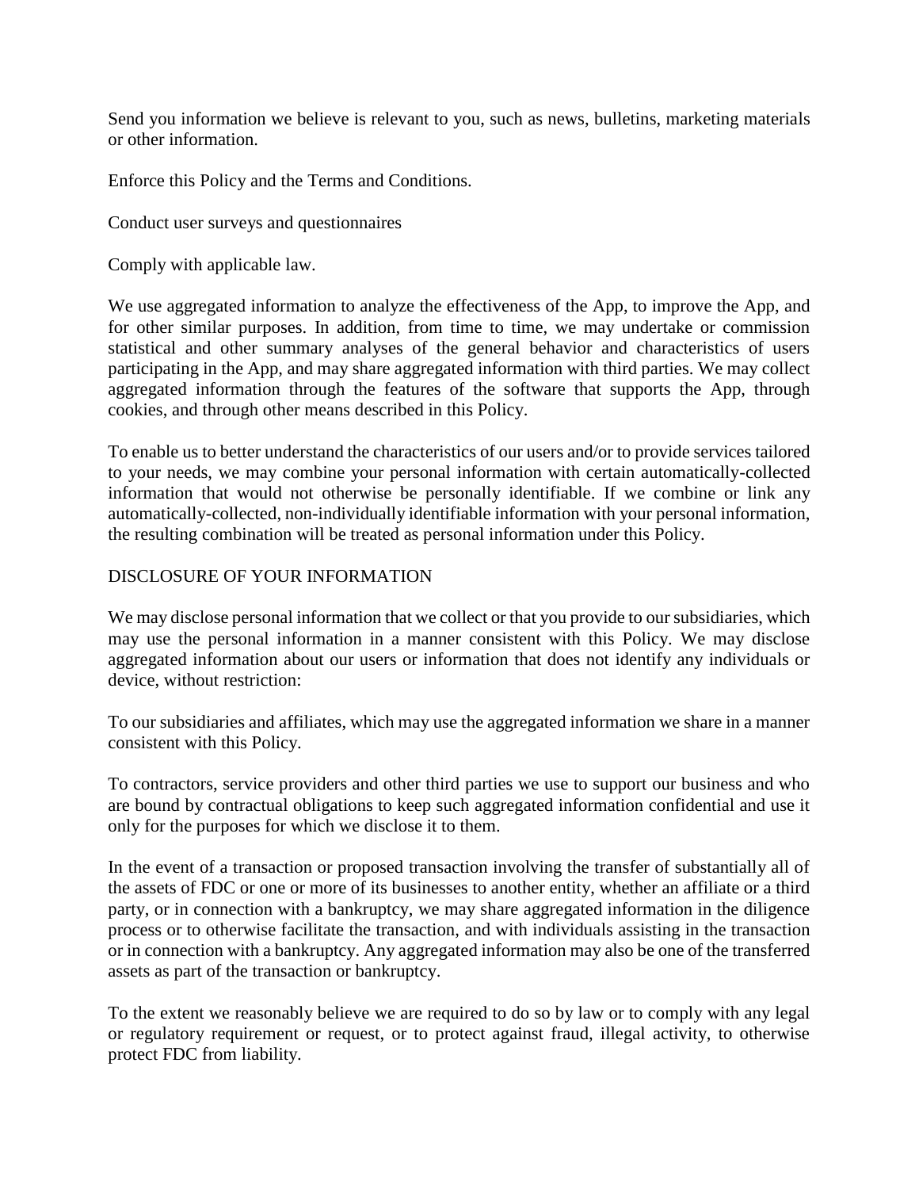Send you information we believe is relevant to you, such as news, bulletins, marketing materials or other information.

Enforce this Policy and the Terms and Conditions.

Conduct user surveys and questionnaires

Comply with applicable law.

We use aggregated information to analyze the effectiveness of the App, to improve the App, and for other similar purposes. In addition, from time to time, we may undertake or commission statistical and other summary analyses of the general behavior and characteristics of users participating in the App, and may share aggregated information with third parties. We may collect aggregated information through the features of the software that supports the App, through cookies, and through other means described in this Policy.

To enable us to better understand the characteristics of our users and/or to provide services tailored to your needs, we may combine your personal information with certain automatically-collected information that would not otherwise be personally identifiable. If we combine or link any automatically-collected, non-individually identifiable information with your personal information, the resulting combination will be treated as personal information under this Policy.

## DISCLOSURE OF YOUR INFORMATION

We may disclose personal information that we collect or that you provide to our subsidiaries, which may use the personal information in a manner consistent with this Policy. We may disclose aggregated information about our users or information that does not identify any individuals or device, without restriction:

To our subsidiaries and affiliates, which may use the aggregated information we share in a manner consistent with this Policy.

To contractors, service providers and other third parties we use to support our business and who are bound by contractual obligations to keep such aggregated information confidential and use it only for the purposes for which we disclose it to them.

In the event of a transaction or proposed transaction involving the transfer of substantially all of the assets of FDC or one or more of its businesses to another entity, whether an affiliate or a third party, or in connection with a bankruptcy, we may share aggregated information in the diligence process or to otherwise facilitate the transaction, and with individuals assisting in the transaction or in connection with a bankruptcy. Any aggregated information may also be one of the transferred assets as part of the transaction or bankruptcy.

To the extent we reasonably believe we are required to do so by law or to comply with any legal or regulatory requirement or request, or to protect against fraud, illegal activity, to otherwise protect FDC from liability.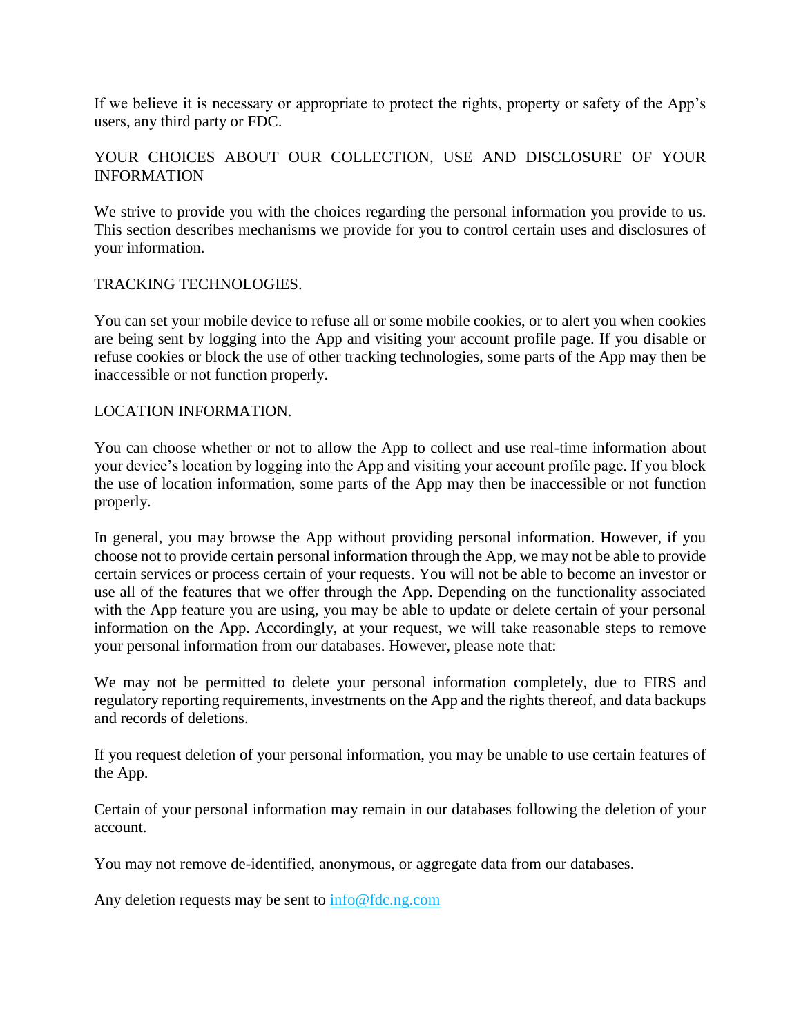If we believe it is necessary or appropriate to protect the rights, property or safety of the App's users, any third party or FDC.

## YOUR CHOICES ABOUT OUR COLLECTION, USE AND DISCLOSURE OF YOUR INFORMATION

We strive to provide you with the choices regarding the personal information you provide to us. This section describes mechanisms we provide for you to control certain uses and disclosures of your information.

### TRACKING TECHNOLOGIES.

You can set your mobile device to refuse all or some mobile cookies, or to alert you when cookies are being sent by logging into the App and visiting your account profile page. If you disable or refuse cookies or block the use of other tracking technologies, some parts of the App may then be inaccessible or not function properly.

### LOCATION INFORMATION.

You can choose whether or not to allow the App to collect and use real-time information about your device's location by logging into the App and visiting your account profile page. If you block the use of location information, some parts of the App may then be inaccessible or not function properly.

In general, you may browse the App without providing personal information. However, if you choose not to provide certain personal information through the App, we may not be able to provide certain services or process certain of your requests. You will not be able to become an investor or use all of the features that we offer through the App. Depending on the functionality associated with the App feature you are using, you may be able to update or delete certain of your personal information on the App. Accordingly, at your request, we will take reasonable steps to remove your personal information from our databases. However, please note that:

We may not be permitted to delete your personal information completely, due to FIRS and regulatory reporting requirements, investments on the App and the rights thereof, and data backups and records of deletions.

If you request deletion of your personal information, you may be unable to use certain features of the App.

Certain of your personal information may remain in our databases following the deletion of your account.

You may not remove de-identified, anonymous, or aggregate data from our databases.

Any deletion requests may be sent to [info@fdc.ng.com](mailto:info@fdc.ng.com)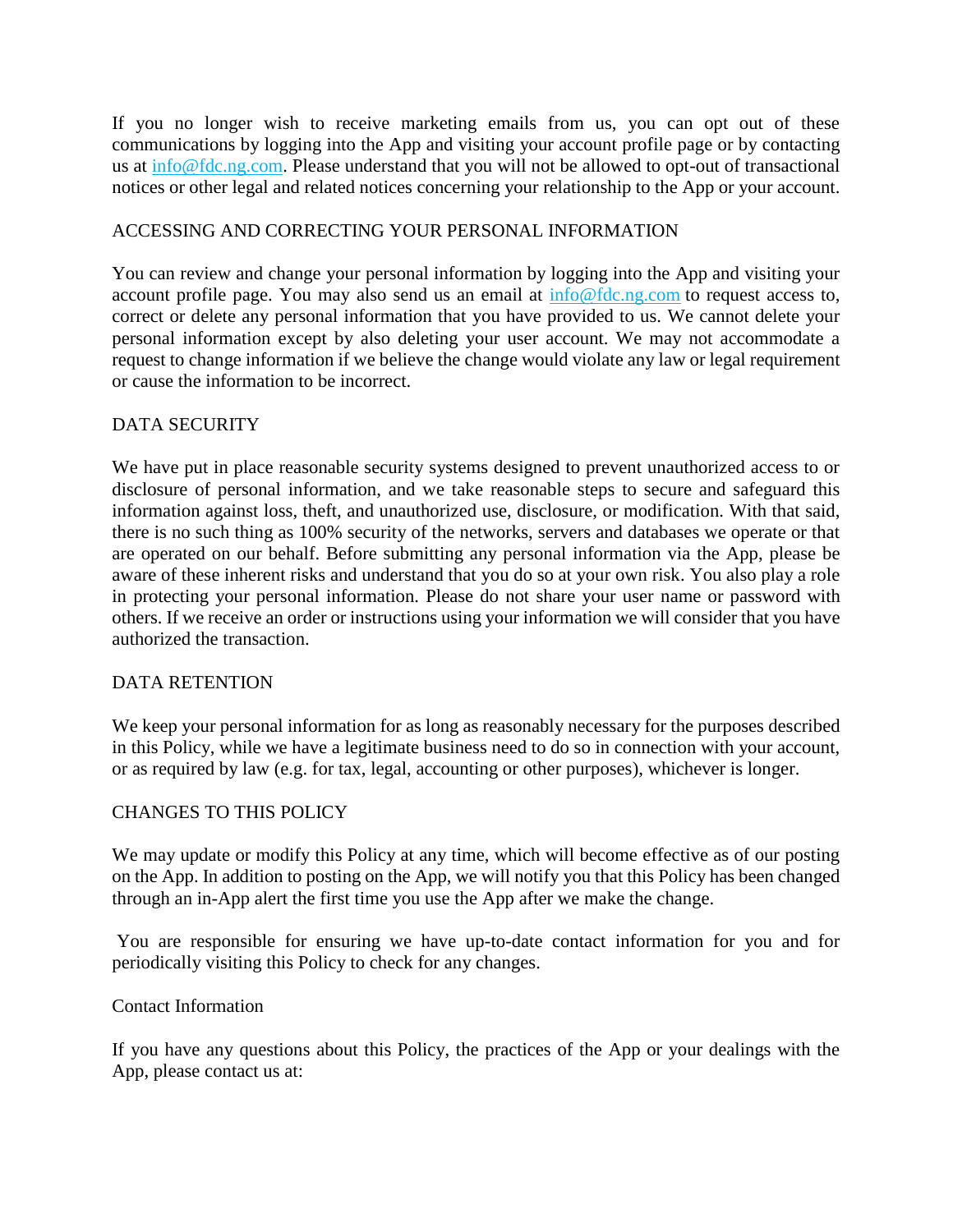If you no longer wish to receive marketing emails from us, you can opt out of these communications by logging into the App and visiting your account profile page or by contacting us at [info@fdc.ng.com](mailto:info@fdc.ng.com). Please understand that you will not be allowed to opt-out of transactional notices or other legal and related notices concerning your relationship to the App or your account.

## ACCESSING AND CORRECTING YOUR PERSONAL INFORMATION

You can review and change your personal information by logging into the App and visiting your account profile page. You may also send us an email at [info@fdc.ng.com](mailto:info@fdc.ng.com) to request access to, correct or delete any personal information that you have provided to us. We cannot delete your personal information except by also deleting your user account. We may not accommodate a request to change information if we believe the change would violate any law or legal requirement or cause the information to be incorrect.

## DATA SECURITY

We have put in place reasonable security systems designed to prevent unauthorized access to or disclosure of personal information, and we take reasonable steps to secure and safeguard this information against loss, theft, and unauthorized use, disclosure, or modification. With that said, there is no such thing as 100% security of the networks, servers and databases we operate or that are operated on our behalf. Before submitting any personal information via the App, please be aware of these inherent risks and understand that you do so at your own risk. You also play a role in protecting your personal information. Please do not share your user name or password with others. If we receive an order or instructions using your information we will consider that you have authorized the transaction.

## DATA RETENTION

We keep your personal information for as long as reasonably necessary for the purposes described in this Policy, while we have a legitimate business need to do so in connection with your account, or as required by law (e.g. for tax, legal, accounting or other purposes), whichever is longer.

## CHANGES TO THIS POLICY

We may update or modify this Policy at any time, which will become effective as of our posting on the App. In addition to posting on the App, we will notify you that this Policy has been changed through an in-App alert the first time you use the App after we make the change.

You are responsible for ensuring we have up-to-date contact information for you and for periodically visiting this Policy to check for any changes.

## Contact Information

If you have any questions about this Policy, the practices of the App or your dealings with the App, please contact us at: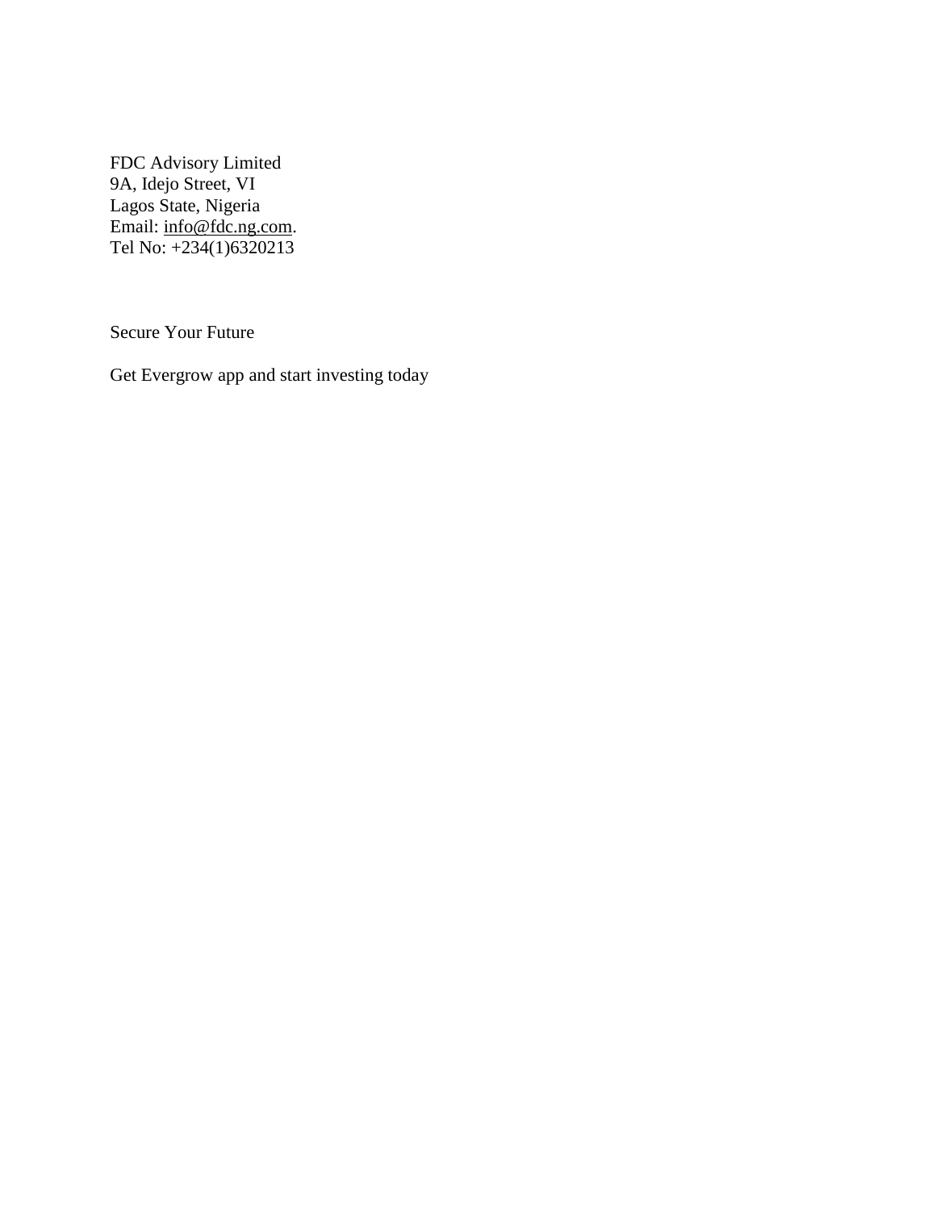FDC Advisory Limited
9A, Idejo Street, VI
Lagos State, Nigeria
Email: info@fdc.ng.com.
Tel No: +234(1)6320213

Secure Your Future

Get Evergrow app and start investing today